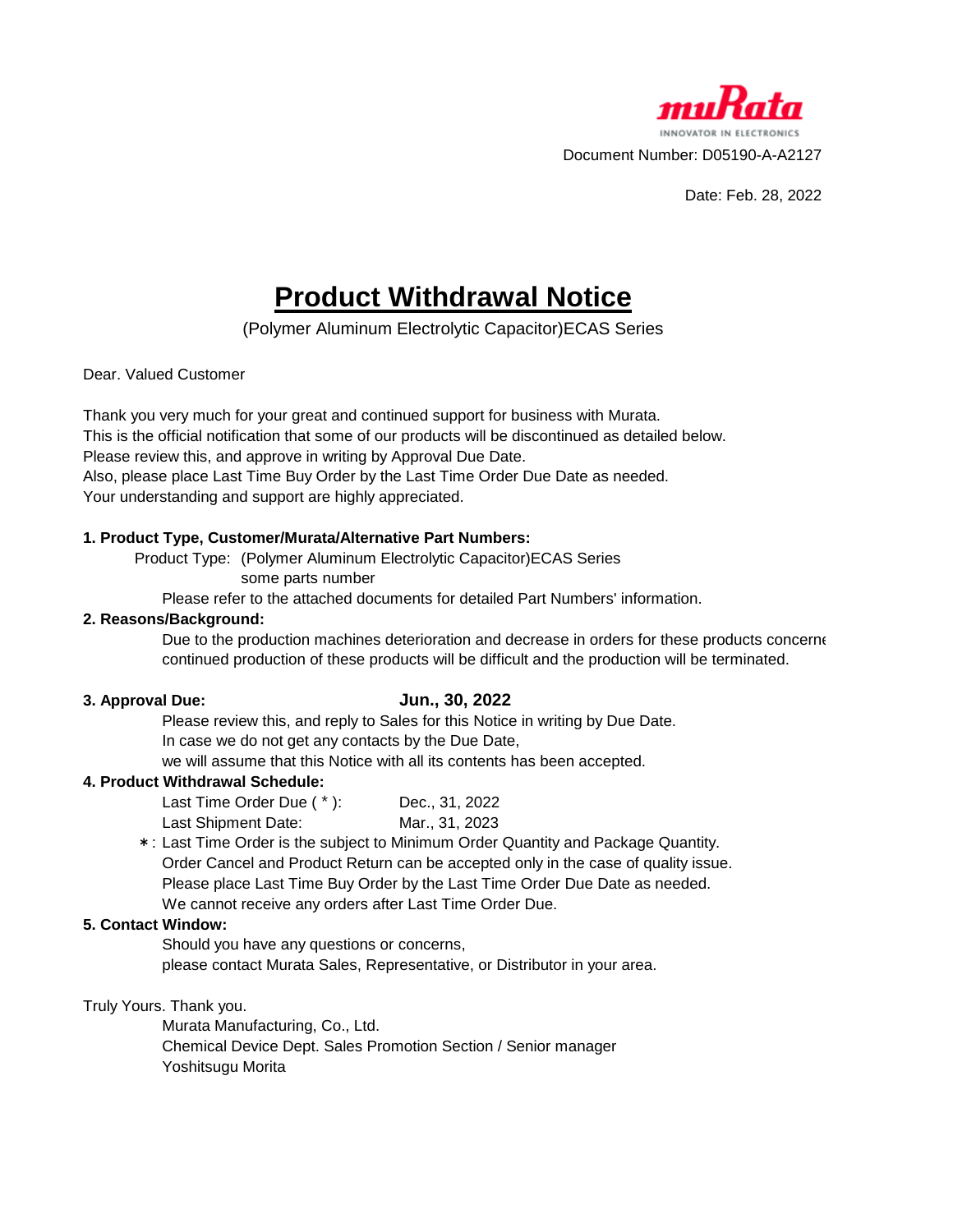muRata
INNOVATOR IN ELECTRONICS

Document Number: D05190-A-A2127

Date: Feb. 28, 2022

# Product Withdrawal Notice

(Polymer Aluminum Electrolytic Capacitor)ECAS Series

Dear. Valued Customer

Thank you very much for your great and continued support for business with Murata.
This is the official notification that some of our products will be discontinued as detailed below.
Please review this, and approve in writing by Approval Due Date.
Also, please place Last Time Buy Order by the Last Time Order Due Date as needed.
Your understanding and support are highly appreciated.

**1. Product Type, Customer/Murata/Alternative Part Numbers:**

Product Type: (Polymer Aluminum Electrolytic Capacitor)ECAS Series
some parts number

Please refer to the attached documents for detailed Part Numbers' information.

**2. Reasons/Background:**

Due to the production machines deterioration and decrease in orders for these products concerne
continued production of these products will be difficult and the production will be terminated.

**3. Approval Due:** **Jun., 30, 2022**

Please review this, and reply to Sales for this Notice in writing by Due Date.
In case we do not get any contacts by the Due Date,
we will assume that this Notice with all its contents has been accepted.

**4. Product Withdrawal Schedule:**

Last Time Order Due ( * ): Dec., 31, 2022
Last Shipment Date: Mar., 31, 2023

＊: Last Time Order is the subject to Minimum Order Quantity and Package Quantity.
Order Cancel and Product Return can be accepted only in the case of quality issue.
Please place Last Time Buy Order by the Last Time Order Due Date as needed.
We cannot receive any orders after Last Time Order Due.

**5. Contact Window:**

Should you have any questions or concerns,
please contact Murata Sales, Representative, or Distributor in your area.

Truly Yours. Thank you.

Murata Manufacturing, Co., Ltd.
Chemical Device Dept. Sales Promotion Section / Senior manager
Yoshitsugu Morita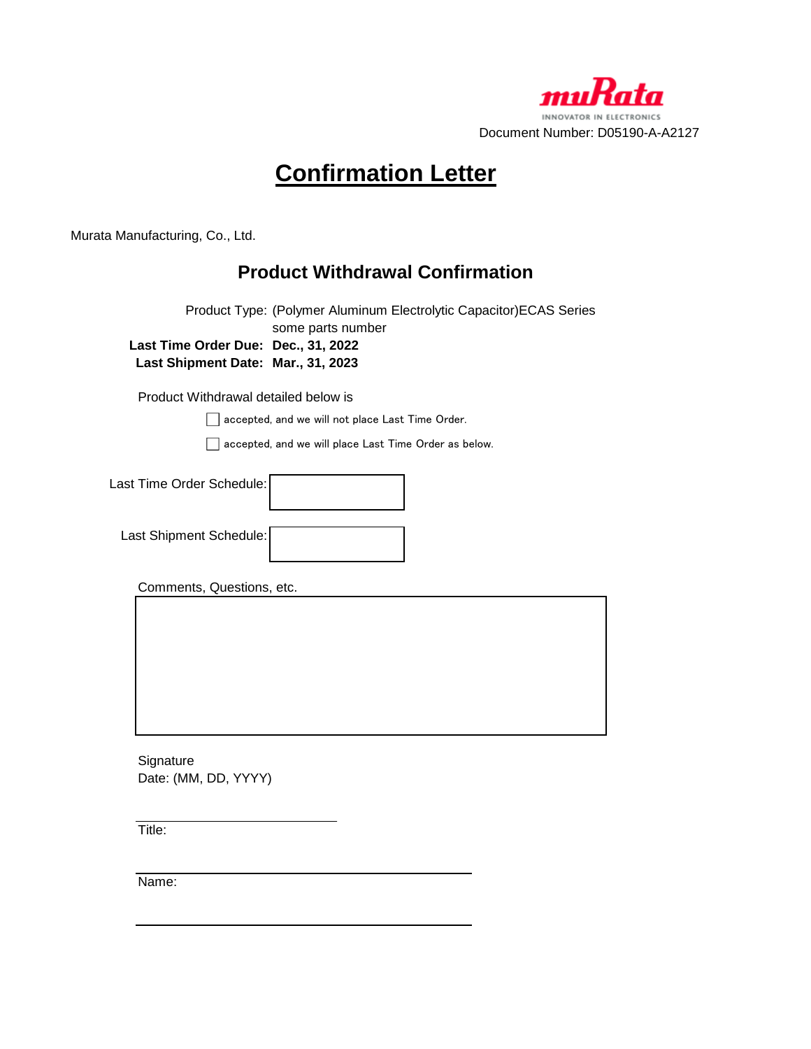Document Number: D05190-A-A2127

# Confirmation Letter

Murata Manufacturing, Co., Ltd.

## Product Withdrawal Confirmation

Product Type: (Polymer Aluminum Electrolytic Capacitor)ECAS Series some parts number

**Last Time Order Due: Dec., 31, 2022**

**Last Shipment Date: Mar., 31, 2023**

Product Withdrawal detailed below is

☐ accepted, and we will not place Last Time Order.

☐ accepted, and we will place Last Time Order as below.

Last Time Order Schedule: [ ]

Last Shipment Schedule: [ ]

Comments, Questions, etc.

[ ]

Signature

Date: (MM, DD, YYYY)

Title:

Name: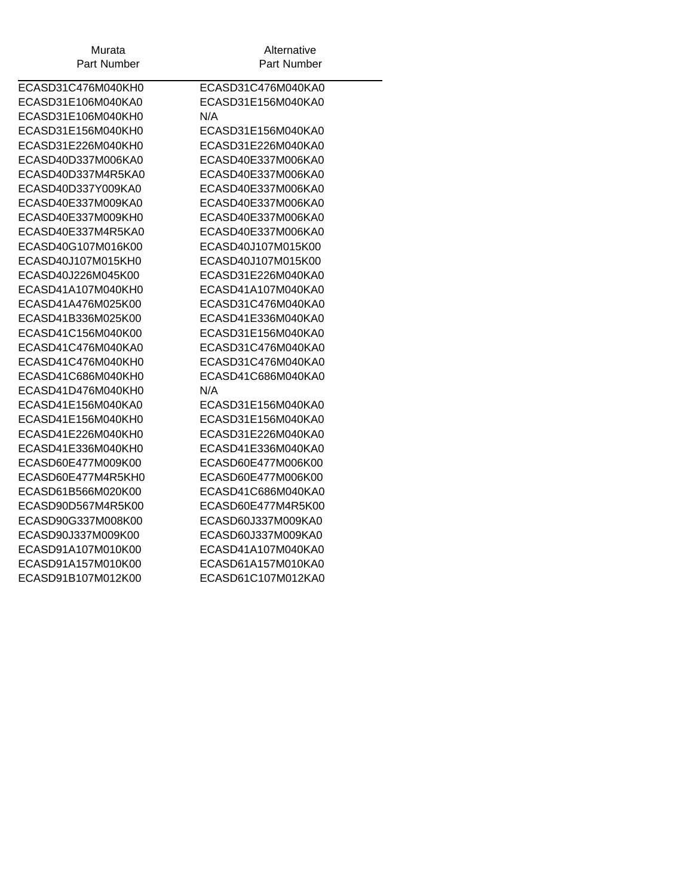| Murata Part Number | Alternative Part Number |
|---|---|
| ECASD31C476M040KH0 | ECASD31C476M040KA0 |
| ECASD31E106M040KA0 | ECASD31E156M040KA0 |
| ECASD31E106M040KH0 | N/A |
| ECASD31E156M040KH0 | ECASD31E156M040KA0 |
| ECASD31E226M040KH0 | ECASD31E226M040KA0 |
| ECASD40D337M006KA0 | ECASD40E337M006KA0 |
| ECASD40D337M4R5KA0 | ECASD40E337M006KA0 |
| ECASD40D337Y009KA0 | ECASD40E337M006KA0 |
| ECASD40E337M009KA0 | ECASD40E337M006KA0 |
| ECASD40E337M009KH0 | ECASD40E337M006KA0 |
| ECASD40E337M4R5KA0 | ECASD40E337M006KA0 |
| ECASD40G107M016K00 | ECASD40J107M015K00 |
| ECASD40J107M015KH0 | ECASD40J107M015K00 |
| ECASD40J226M045K00 | ECASD31E226M040KA0 |
| ECASD41A107M040KH0 | ECASD41A107M040KA0 |
| ECASD41A476M025K00 | ECASD31C476M040KA0 |
| ECASD41B336M025K00 | ECASD41E336M040KA0 |
| ECASD41C156M040K00 | ECASD31E156M040KA0 |
| ECASD41C476M040KA0 | ECASD31C476M040KA0 |
| ECASD41C476M040KH0 | ECASD31C476M040KA0 |
| ECASD41C686M040KH0 | ECASD41C686M040KA0 |
| ECASD41D476M040KH0 | N/A |
| ECASD41E156M040KA0 | ECASD31E156M040KA0 |
| ECASD41E156M040KH0 | ECASD31E156M040KA0 |
| ECASD41E226M040KH0 | ECASD31E226M040KA0 |
| ECASD41E336M040KH0 | ECASD41E336M040KA0 |
| ECASD60E477M009K00 | ECASD60E477M006K00 |
| ECASD60E477M4R5KH0 | ECASD60E477M006K00 |
| ECASD61B566M020K00 | ECASD41C686M040KA0 |
| ECASD90D567M4R5K00 | ECASD60E477M4R5K00 |
| ECASD90G337M008K00 | ECASD60J337M009KA0 |
| ECASD90J337M009K00 | ECASD60J337M009KA0 |
| ECASD91A107M010K00 | ECASD41A107M040KA0 |
| ECASD91A157M010K00 | ECASD61A157M010KA0 |
| ECASD91B107M012K00 | ECASD61C107M012KA0 |